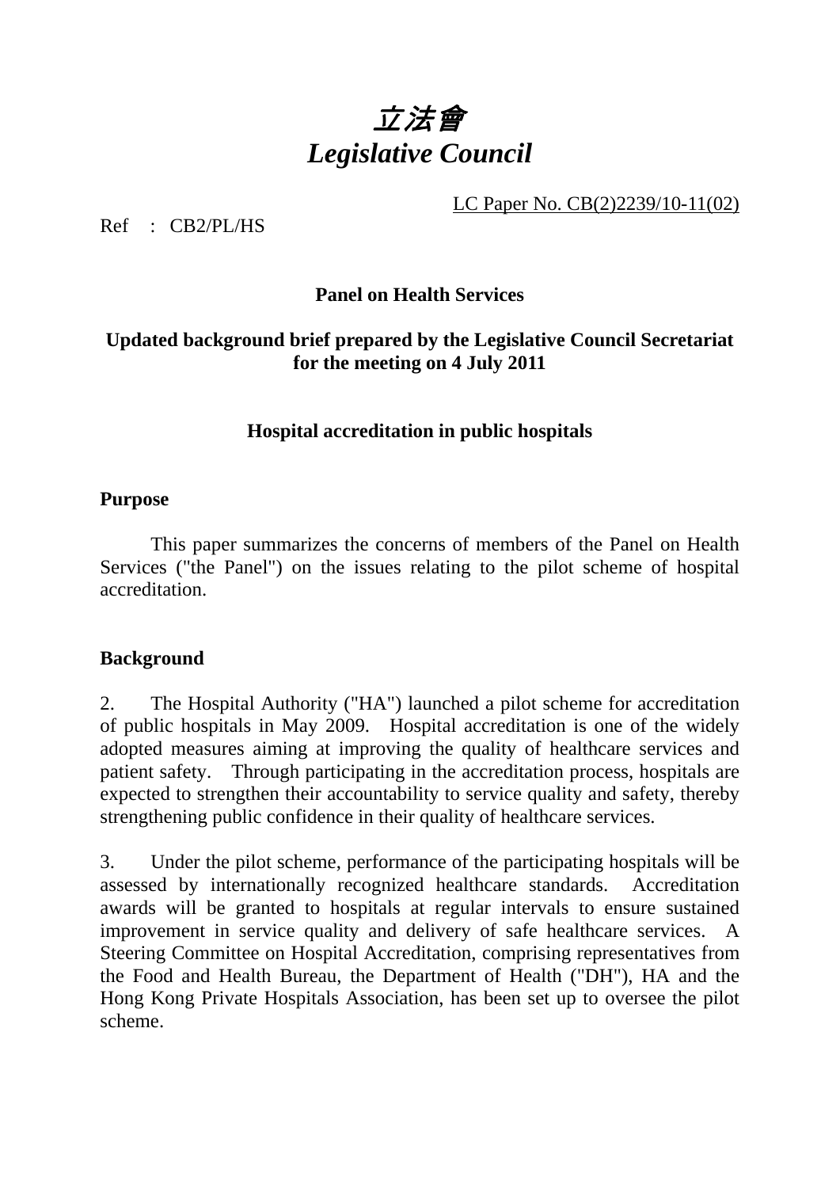# *立法會*
# *Legislative Council*

LC Paper No. CB(2)2239/10-11(02)

Ref : CB2/PL/HS

**Panel on Health Services**

**Updated background brief prepared by the Legislative Council Secretariat for the meeting on 4 July 2011**

**Hospital accreditation in public hospitals**

## Purpose

This paper summarizes the concerns of members of the Panel on Health Services ("the Panel") on the issues relating to the pilot scheme of hospital accreditation.

## Background

2. The Hospital Authority ("HA") launched a pilot scheme for accreditation of public hospitals in May 2009. Hospital accreditation is one of the widely adopted measures aiming at improving the quality of healthcare services and patient safety. Through participating in the accreditation process, hospitals are expected to strengthen their accountability to service quality and safety, thereby strengthening public confidence in their quality of healthcare services.

3. Under the pilot scheme, performance of the participating hospitals will be assessed by internationally recognized healthcare standards. Accreditation awards will be granted to hospitals at regular intervals to ensure sustained improvement in service quality and delivery of safe healthcare services. A Steering Committee on Hospital Accreditation, comprising representatives from the Food and Health Bureau, the Department of Health ("DH"), HA and the Hong Kong Private Hospitals Association, has been set up to oversee the pilot scheme.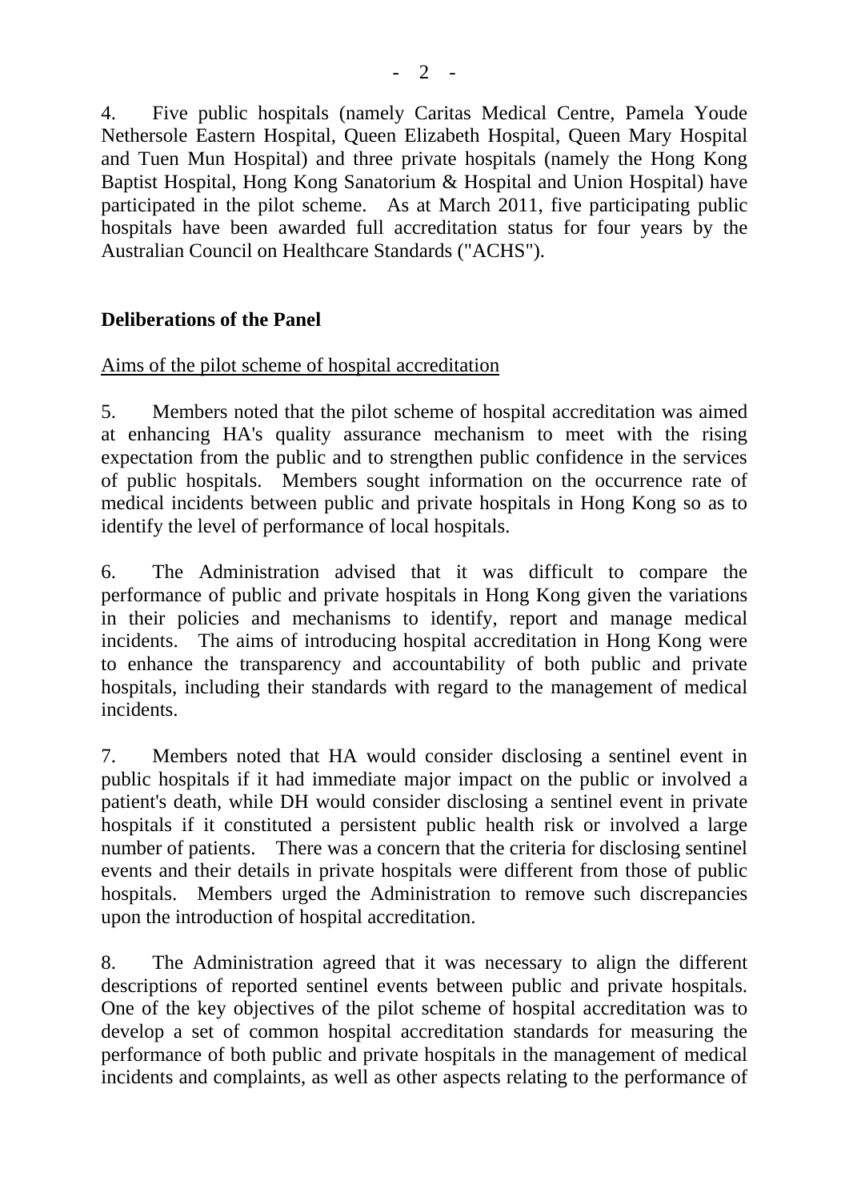4. Five public hospitals (namely Caritas Medical Centre, Pamela Youde Nethersole Eastern Hospital, Queen Elizabeth Hospital, Queen Mary Hospital and Tuen Mun Hospital) and three private hospitals (namely the Hong Kong Baptist Hospital, Hong Kong Sanatorium & Hospital and Union Hospital) have participated in the pilot scheme. As at March 2011, five participating public hospitals have been awarded full accreditation status for four years by the Australian Council on Healthcare Standards ("ACHS").

**Deliberations of the Panel**

<u>Aims of the pilot scheme of hospital accreditation</u>

5. Members noted that the pilot scheme of hospital accreditation was aimed at enhancing HA's quality assurance mechanism to meet with the rising expectation from the public and to strengthen public confidence in the services of public hospitals. Members sought information on the occurrence rate of medical incidents between public and private hospitals in Hong Kong so as to identify the level of performance of local hospitals.

6. The Administration advised that it was difficult to compare the performance of public and private hospitals in Hong Kong given the variations in their policies and mechanisms to identify, report and manage medical incidents. The aims of introducing hospital accreditation in Hong Kong were to enhance the transparency and accountability of both public and private hospitals, including their standards with regard to the management of medical incidents.

7. Members noted that HA would consider disclosing a sentinel event in public hospitals if it had immediate major impact on the public or involved a patient's death, while DH would consider disclosing a sentinel event in private hospitals if it constituted a persistent public health risk or involved a large number of patients. There was a concern that the criteria for disclosing sentinel events and their details in private hospitals were different from those of public hospitals. Members urged the Administration to remove such discrepancies upon the introduction of hospital accreditation.

8. The Administration agreed that it was necessary to align the different descriptions of reported sentinel events between public and private hospitals. One of the key objectives of the pilot scheme of hospital accreditation was to develop a set of common hospital accreditation standards for measuring the performance of both public and private hospitals in the management of medical incidents and complaints, as well as other aspects relating to the performance of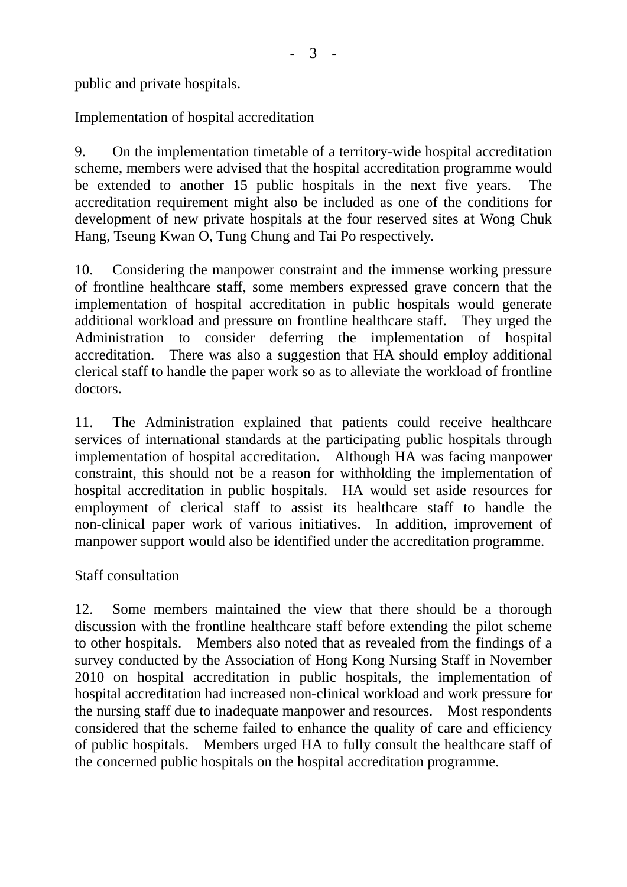public and private hospitals.

Implementation of hospital accreditation

9. On the implementation timetable of a territory-wide hospital accreditation scheme, members were advised that the hospital accreditation programme would be extended to another 15 public hospitals in the next five years. The accreditation requirement might also be included as one of the conditions for development of new private hospitals at the four reserved sites at Wong Chuk Hang, Tseung Kwan O, Tung Chung and Tai Po respectively.

10. Considering the manpower constraint and the immense working pressure of frontline healthcare staff, some members expressed grave concern that the implementation of hospital accreditation in public hospitals would generate additional workload and pressure on frontline healthcare staff. They urged the Administration to consider deferring the implementation of hospital accreditation. There was also a suggestion that HA should employ additional clerical staff to handle the paper work so as to alleviate the workload of frontline doctors.

11. The Administration explained that patients could receive healthcare services of international standards at the participating public hospitals through implementation of hospital accreditation. Although HA was facing manpower constraint, this should not be a reason for withholding the implementation of hospital accreditation in public hospitals. HA would set aside resources for employment of clerical staff to assist its healthcare staff to handle the non-clinical paper work of various initiatives. In addition, improvement of manpower support would also be identified under the accreditation programme.

Staff consultation

12. Some members maintained the view that there should be a thorough discussion with the frontline healthcare staff before extending the pilot scheme to other hospitals. Members also noted that as revealed from the findings of a survey conducted by the Association of Hong Kong Nursing Staff in November 2010 on hospital accreditation in public hospitals, the implementation of hospital accreditation had increased non-clinical workload and work pressure for the nursing staff due to inadequate manpower and resources. Most respondents considered that the scheme failed to enhance the quality of care and efficiency of public hospitals. Members urged HA to fully consult the healthcare staff of the concerned public hospitals on the hospital accreditation programme.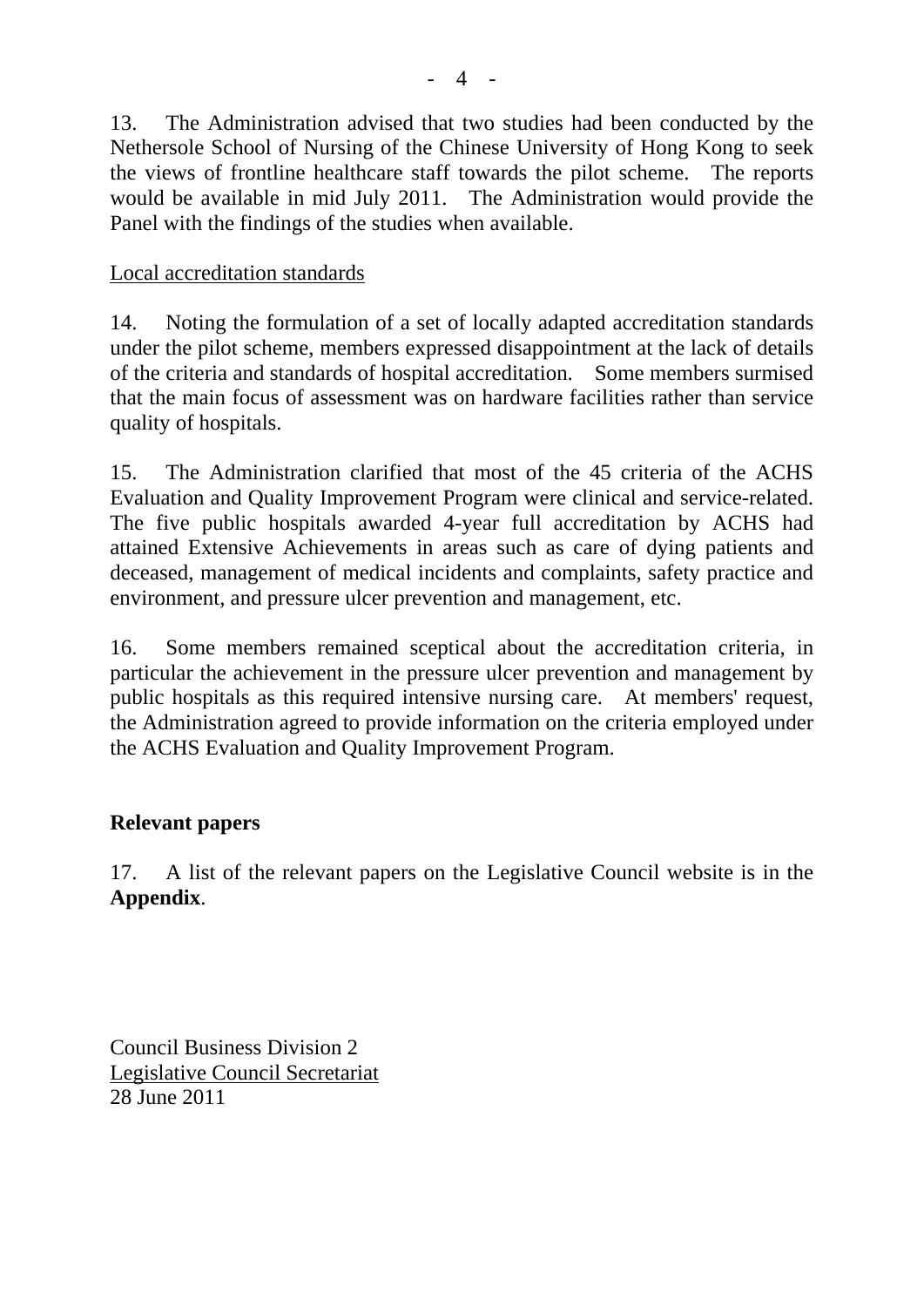13. The Administration advised that two studies had been conducted by the Nethersole School of Nursing of the Chinese University of Hong Kong to seek the views of frontline healthcare staff towards the pilot scheme. The reports would be available in mid July 2011. The Administration would provide the Panel with the findings of the studies when available.

<u>Local accreditation standards</u>

14. Noting the formulation of a set of locally adapted accreditation standards under the pilot scheme, members expressed disappointment at the lack of details of the criteria and standards of hospital accreditation. Some members surmised that the main focus of assessment was on hardware facilities rather than service quality of hospitals.

15. The Administration clarified that most of the 45 criteria of the ACHS Evaluation and Quality Improvement Program were clinical and service-related. The five public hospitals awarded 4-year full accreditation by ACHS had attained Extensive Achievements in areas such as care of dying patients and deceased, management of medical incidents and complaints, safety practice and environment, and pressure ulcer prevention and management, etc.

16. Some members remained sceptical about the accreditation criteria, in particular the achievement in the pressure ulcer prevention and management by public hospitals as this required intensive nursing care. At members' request, the Administration agreed to provide information on the criteria employed under the ACHS Evaluation and Quality Improvement Program.

**Relevant papers**

17. A list of the relevant papers on the Legislative Council website is in the **Appendix**.

Council Business Division 2
<u>Legislative Council Secretariat</u>
28 June 2011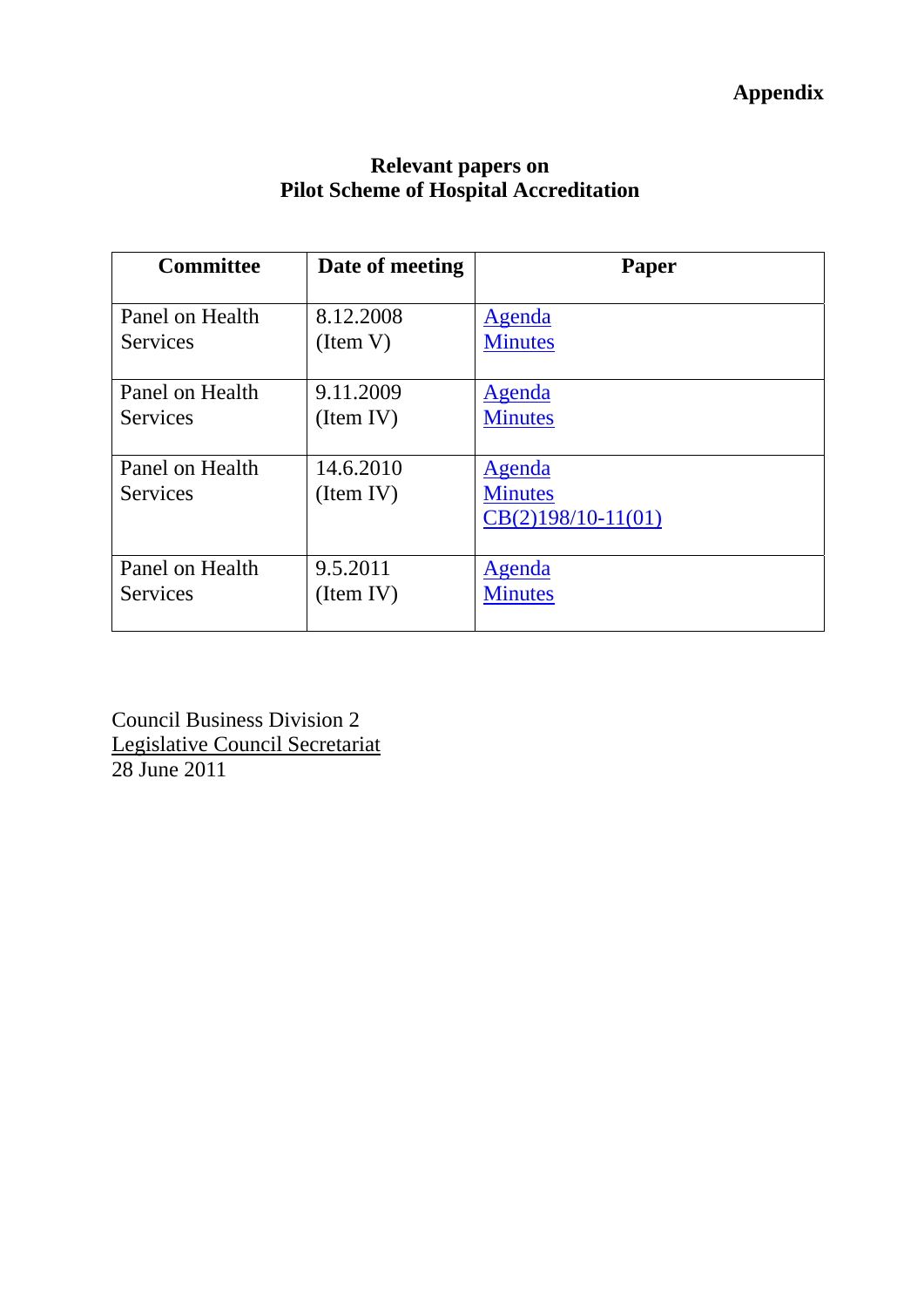**Appendix**

**Relevant papers on**
**Pilot Scheme of Hospital Accreditation**

| Committee | Date of meeting | Paper |
|---|---|---|
| Panel on Health Services | 8.12.2008 (Item V) | Agenda<br>Minutes |
| Panel on Health Services | 9.11.2009 (Item IV) | Agenda<br>Minutes |
| Panel on Health Services | 14.6.2010 (Item IV) | Agenda<br>Minutes<br>CB(2)198/10-11(01) |
| Panel on Health Services | 9.5.2011 (Item IV) | Agenda<br>Minutes |

Council Business Division 2
Legislative Council Secretariat
28 June 2011